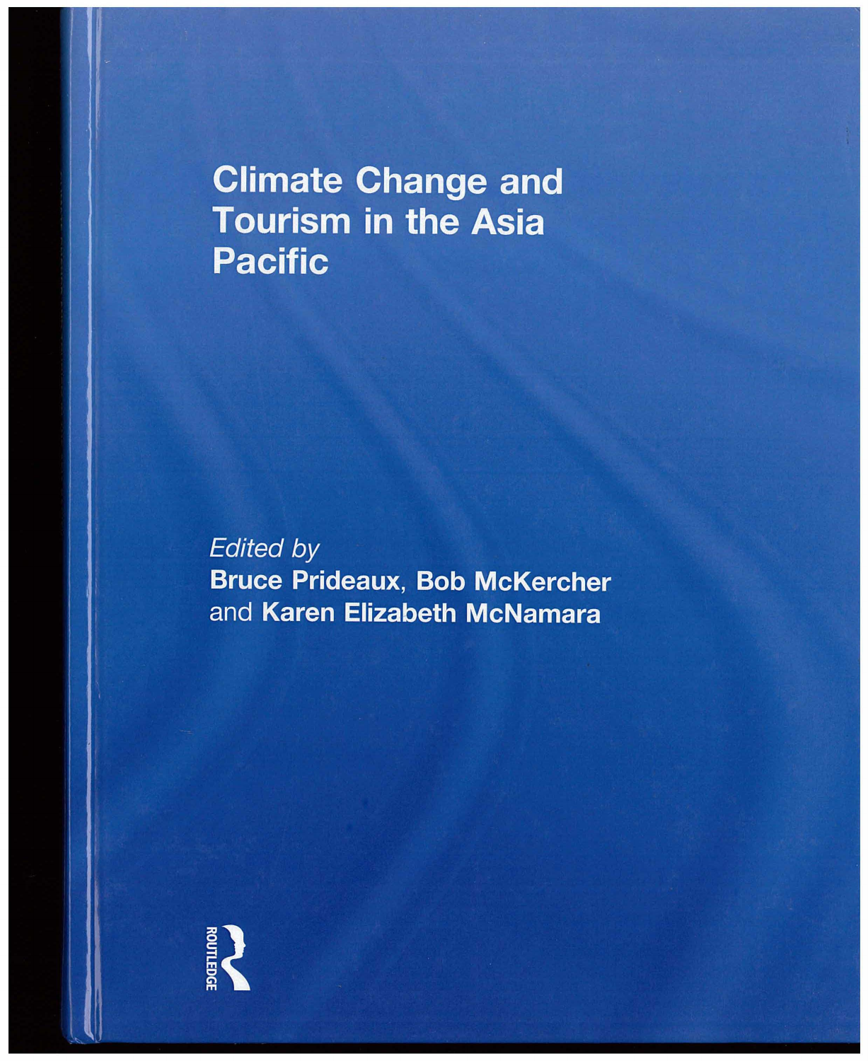# Climate Change and Tourism in the Asia Pacific

*Edited by*

**Bruce Prideaux**, **Bob McKercher** and **Karen Elizabeth McNamara**

ROUTLEDGE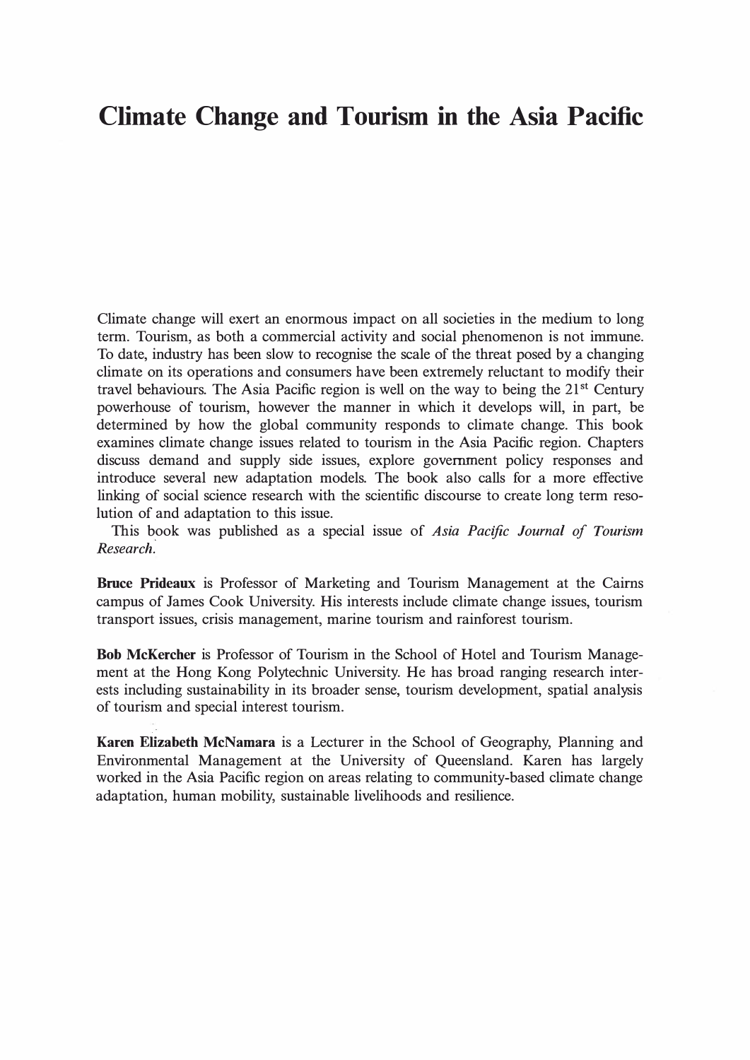# Climate Change and Tourism in the Asia Pacific

Climate change will exert an enormous impact on all societies in the medium to long term. Tourism, as both a commercial activity and social phenomenon is not immune. To date, industry has been slow to recognise the scale of the threat posed by a changing climate on its operations and consumers have been extremely reluctant to modify their travel behaviours. The Asia Pacific region is well on the way to being the 21st Century powerhouse of tourism, however the manner in which it develops will, in part, be determined by how the global community responds to climate change. This book examines climate change issues related to tourism in the Asia Pacific region. Chapters discuss demand and supply side issues, explore government policy responses and introduce several new adaptation models. The book also calls for a more effective linking of social science research with the scientific discourse to create long term resolution of and adaptation to this issue.

This book was published as a special issue of *Asia Pacific Journal of Tourism Research*.

**Bruce Prideaux** is Professor of Marketing and Tourism Management at the Cairns campus of James Cook University. His interests include climate change issues, tourism transport issues, crisis management, marine tourism and rainforest tourism.

**Bob McKercher** is Professor of Tourism in the School of Hotel and Tourism Management at the Hong Kong Polytechnic University. He has broad ranging research interests including sustainability in its broader sense, tourism development, spatial analysis of tourism and special interest tourism.

**Karen Elizabeth McNamara** is a Lecturer in the School of Geography, Planning and Environmental Management at the University of Queensland. Karen has largely worked in the Asia Pacific region on areas relating to community-based climate change adaptation, human mobility, sustainable livelihoods and resilience.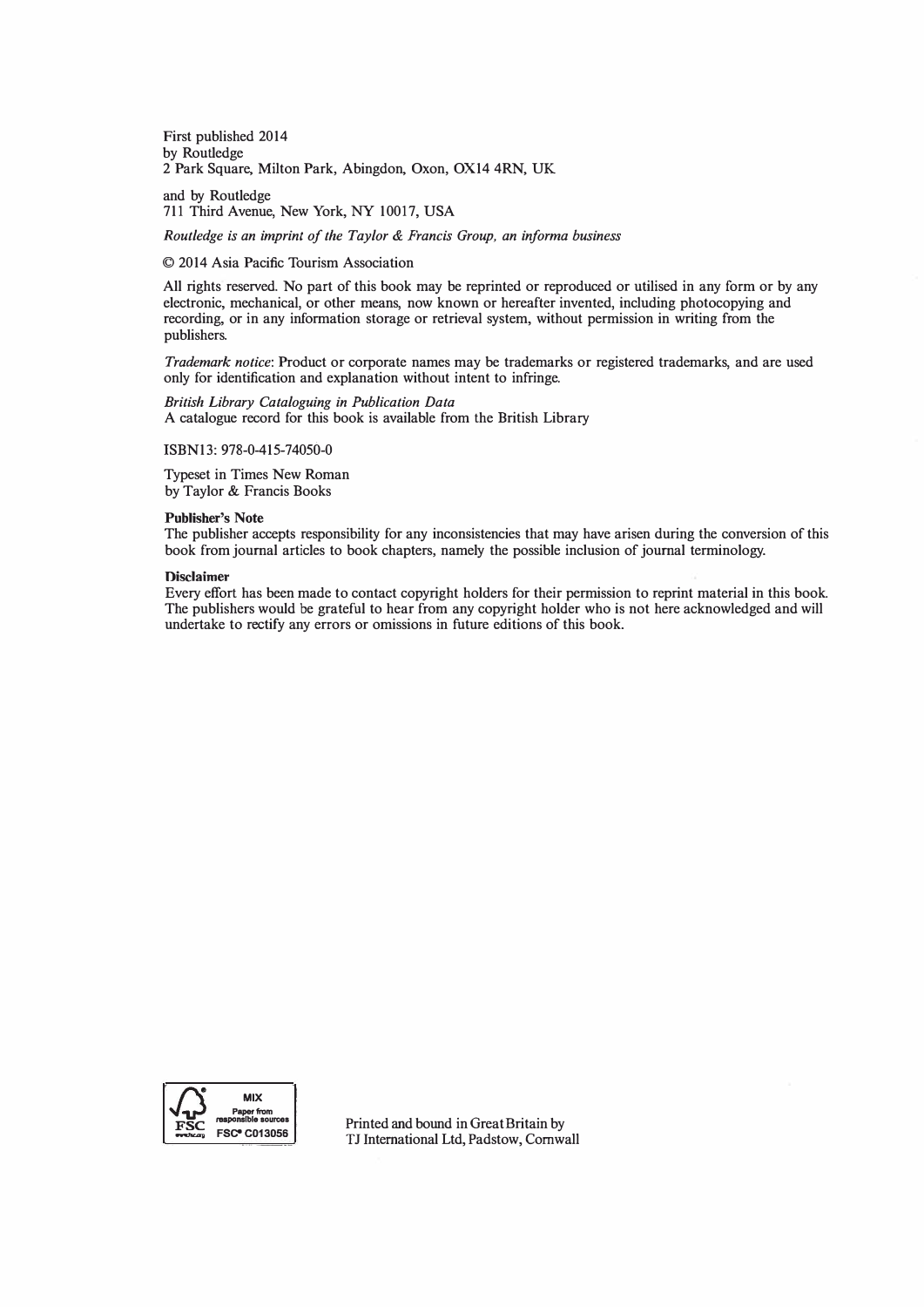First published 2014
by Routledge
2 Park Square, Milton Park, Abingdon, Oxon, OX14 4RN, UK

and by Routledge
711 Third Avenue, New York, NY 10017, USA

*Routledge is an imprint of the Taylor & Francis Group, an informa business*

© 2014 Asia Pacific Tourism Association

All rights reserved. No part of this book may be reprinted or reproduced or utilised in any form or by any electronic, mechanical, or other means, now known or hereafter invented, including photocopying and recording, or in any information storage or retrieval system, without permission in writing from the publishers.

*Trademark notice*: Product or corporate names may be trademarks or registered trademarks, and are used only for identification and explanation without intent to infringe.

*British Library Cataloguing in Publication Data*
A catalogue record for this book is available from the British Library

ISBN13: 978-0-415-74050-0

Typeset in Times New Roman
by Taylor & Francis Books

**Publisher's Note**
The publisher accepts responsibility for any inconsistencies that may have arisen during the conversion of this book from journal articles to book chapters, namely the possible inclusion of journal terminology.

**Disclaimer**
Every effort has been made to contact copyright holders for their permission to reprint material in this book. The publishers would be grateful to hear from any copyright holder who is not here acknowledged and will undertake to rectify any errors or omissions in future editions of this book.

MIX
Paper from responsible sources
FSC® C013056

Printed and bound in Great Britain by
TJ International Ltd, Padstow, Cornwall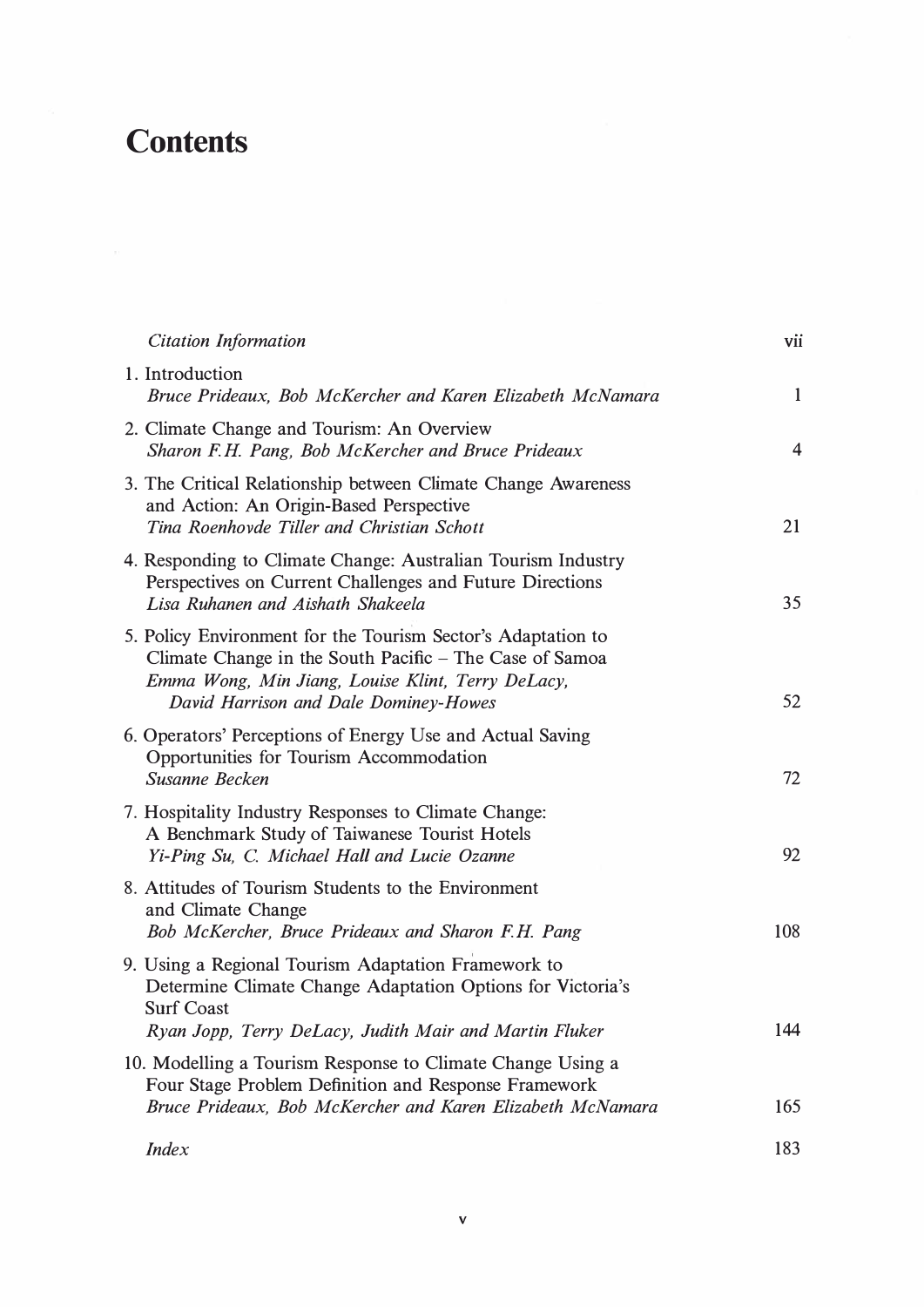# Contents

| | |
|---|---|
| *Citation Information* | vii |
| 1. Introduction<br>*Bruce Prideaux, Bob McKercher and Karen Elizabeth McNamara* | 1 |
| 2. Climate Change and Tourism: An Overview<br>*Sharon F.H. Pang, Bob McKercher and Bruce Prideaux* | 4 |
| 3. The Critical Relationship between Climate Change Awareness and Action: An Origin-Based Perspective<br>*Tina Roenhovde Tiller and Christian Schott* | 21 |
| 4. Responding to Climate Change: Australian Tourism Industry Perspectives on Current Challenges and Future Directions<br>*Lisa Ruhanen and Aishath Shakeela* | 35 |
| 5. Policy Environment for the Tourism Sector's Adaptation to Climate Change in the South Pacific – The Case of Samoa<br>*Emma Wong, Min Jiang, Louise Klint, Terry DeLacy, David Harrison and Dale Dominey-Howes* | 52 |
| 6. Operators' Perceptions of Energy Use and Actual Saving Opportunities for Tourism Accommodation<br>*Susanne Becken* | 72 |
| 7. Hospitality Industry Responses to Climate Change: A Benchmark Study of Taiwanese Tourist Hotels<br>*Yi-Ping Su, C. Michael Hall and Lucie Ozanne* | 92 |
| 8. Attitudes of Tourism Students to the Environment and Climate Change<br>*Bob McKercher, Bruce Prideaux and Sharon F.H. Pang* | 108 |
| 9. Using a Regional Tourism Adaptation Framework to Determine Climate Change Adaptation Options for Victoria's Surf Coast<br>*Ryan Jopp, Terry DeLacy, Judith Mair and Martin Fluker* | 144 |
| 10. Modelling a Tourism Response to Climate Change Using a Four Stage Problem Definition and Response Framework<br>*Bruce Prideaux, Bob McKercher and Karen Elizabeth McNamara* | 165 |
| *Index* | 183 |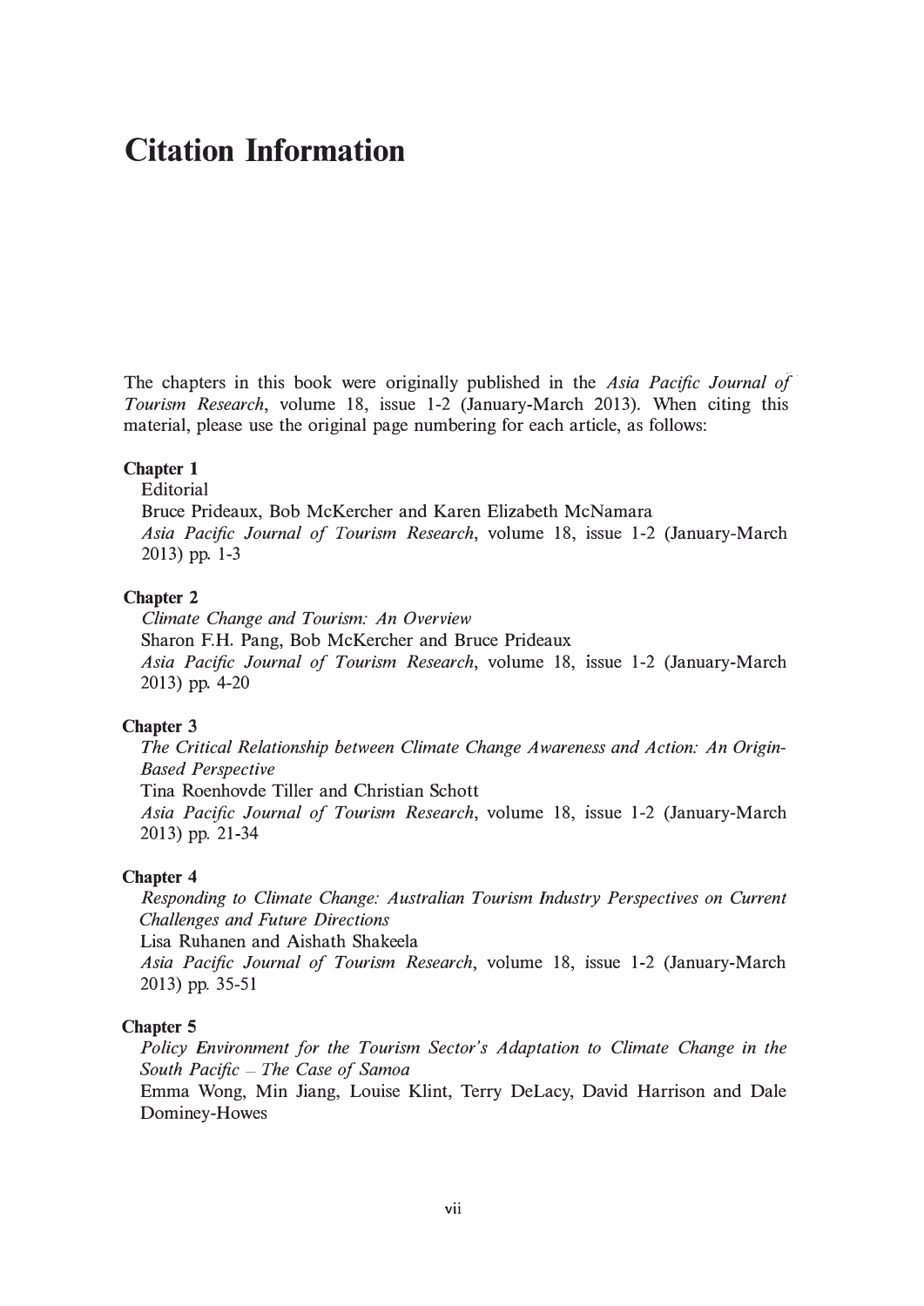# Citation Information

The chapters in this book were originally published in the *Asia Pacific Journal of Tourism Research*, volume 18, issue 1-2 (January-March 2013). When citing this material, please use the original page numbering for each article, as follows:

**Chapter 1**

Editorial
Bruce Prideaux, Bob McKercher and Karen Elizabeth McNamara
*Asia Pacific Journal of Tourism Research*, volume 18, issue 1-2 (January-March 2013) pp. 1-3

**Chapter 2**

*Climate Change and Tourism: An Overview*
Sharon F.H. Pang, Bob McKercher and Bruce Prideaux
*Asia Pacific Journal of Tourism Research*, volume 18, issue 1-2 (January-March 2013) pp. 4-20

**Chapter 3**

*The Critical Relationship between Climate Change Awareness and Action: An Origin-Based Perspective*
Tina Roenhovde Tiller and Christian Schott
*Asia Pacific Journal of Tourism Research*, volume 18, issue 1-2 (January-March 2013) pp. 21-34

**Chapter 4**

*Responding to Climate Change: Australian Tourism Industry Perspectives on Current Challenges and Future Directions*
Lisa Ruhanen and Aishath Shakeela
*Asia Pacific Journal of Tourism Research*, volume 18, issue 1-2 (January-March 2013) pp. 35-51

**Chapter 5**

*Policy Environment for the Tourism Sector's Adaptation to Climate Change in the South Pacific – The Case of Samoa*
Emma Wong, Min Jiang, Louise Klint, Terry DeLacy, David Harrison and Dale Dominey-Howes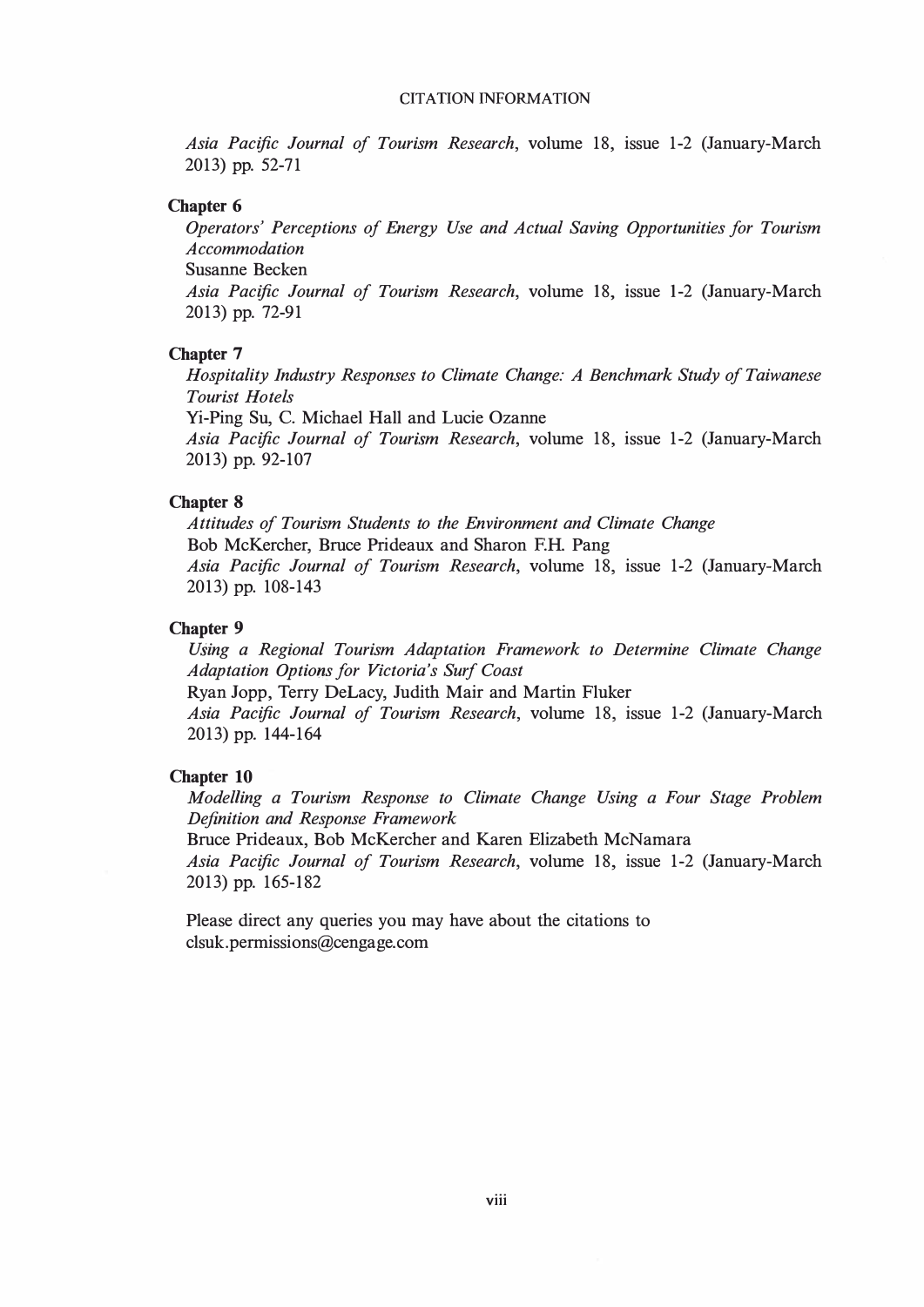*Asia Pacific Journal of Tourism Research*, volume 18, issue 1-2 (January-March 2013) pp. 52-71

**Chapter 6**

*Operators' Perceptions of Energy Use and Actual Saving Opportunities for Tourism Accommodation*
Susanne Becken
*Asia Pacific Journal of Tourism Research*, volume 18, issue 1-2 (January-March 2013) pp. 72-91

**Chapter 7**

*Hospitality Industry Responses to Climate Change: A Benchmark Study of Taiwanese Tourist Hotels*
Yi-Ping Su, C. Michael Hall and Lucie Ozanne
*Asia Pacific Journal of Tourism Research*, volume 18, issue 1-2 (January-March 2013) pp. 92-107

**Chapter 8**

*Attitudes of Tourism Students to the Environment and Climate Change*
Bob McKercher, Bruce Prideaux and Sharon F.H. Pang
*Asia Pacific Journal of Tourism Research*, volume 18, issue 1-2 (January-March 2013) pp. 108-143

**Chapter 9**

*Using a Regional Tourism Adaptation Framework to Determine Climate Change Adaptation Options for Victoria's Surf Coast*
Ryan Jopp, Terry DeLacy, Judith Mair and Martin Fluker
*Asia Pacific Journal of Tourism Research*, volume 18, issue 1-2 (January-March 2013) pp. 144-164

**Chapter 10**

*Modelling a Tourism Response to Climate Change Using a Four Stage Problem Definition and Response Framework*
Bruce Prideaux, Bob McKercher and Karen Elizabeth McNamara
*Asia Pacific Journal of Tourism Research*, volume 18, issue 1-2 (January-March 2013) pp. 165-182

Please direct any queries you may have about the citations to
clsuk.permissions@cengage.com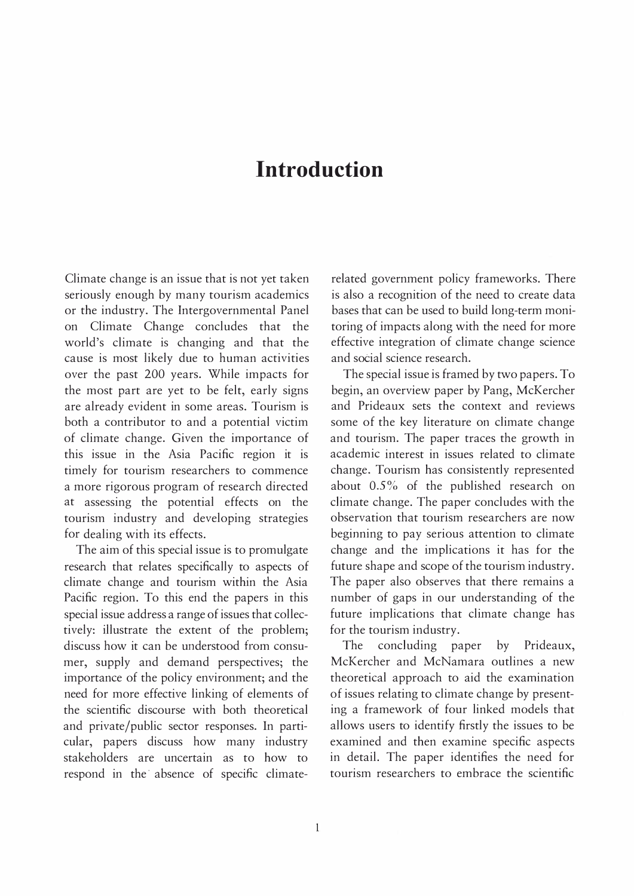# Introduction

Climate change is an issue that is not yet taken seriously enough by many tourism academics or the industry. The Intergovernmental Panel on Climate Change concludes that the world's climate is changing and that the cause is most likely due to human activities over the past 200 years. While impacts for the most part are yet to be felt, early signs are already evident in some areas. Tourism is both a contributor to and a potential victim of climate change. Given the importance of this issue in the Asia Pacific region it is timely for tourism researchers to commence a more rigorous program of research directed at assessing the potential effects on the tourism industry and developing strategies for dealing with its effects.

The aim of this special issue is to promulgate research that relates specifically to aspects of climate change and tourism within the Asia Pacific region. To this end the papers in this special issue address a range of issues that collectively: illustrate the extent of the problem; discuss how it can be understood from consumer, supply and demand perspectives; the importance of the policy environment; and the need for more effective linking of elements of the scientific discourse with both theoretical and private/public sector responses. In particular, papers discuss how many industry stakeholders are uncertain as to how to respond in the absence of specific climate-related government policy frameworks. There is also a recognition of the need to create data bases that can be used to build long-term monitoring of impacts along with the need for more effective integration of climate change science and social science research.

The special issue is framed by two papers. To begin, an overview paper by Pang, McKercher and Prideaux sets the context and reviews some of the key literature on climate change and tourism. The paper traces the growth in academic interest in issues related to climate change. Tourism has consistently represented about 0.5% of the published research on climate change. The paper concludes with the observation that tourism researchers are now beginning to pay serious attention to climate change and the implications it has for the future shape and scope of the tourism industry. The paper also observes that there remains a number of gaps in our understanding of the future implications that climate change has for the tourism industry.

The concluding paper by Prideaux, McKercher and McNamara outlines a new theoretical approach to aid the examination of issues relating to climate change by presenting a framework of four linked models that allows users to identify firstly the issues to be examined and then examine specific aspects in detail. The paper identifies the need for tourism researchers to embrace the scientific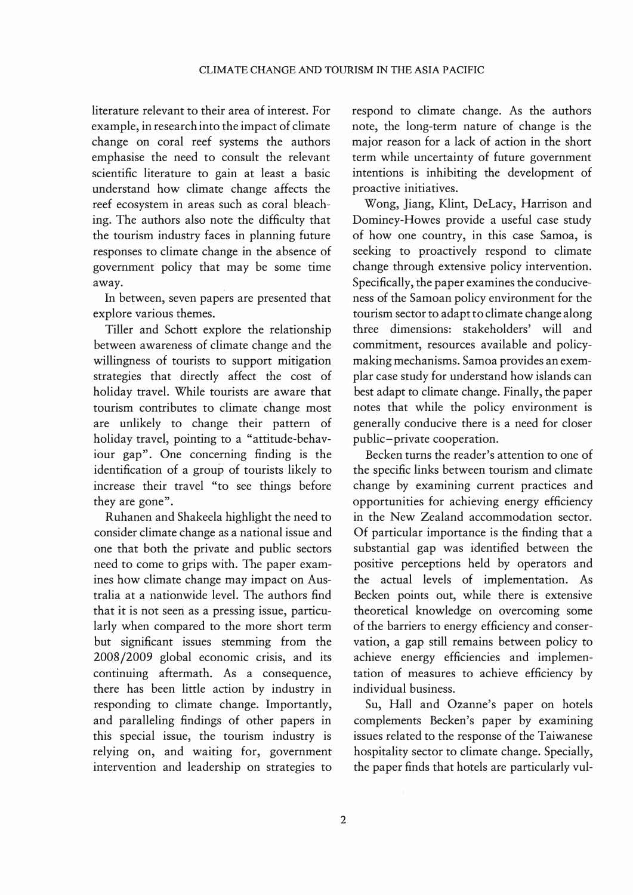literature relevant to their area of interest. For example, in research into the impact of climate change on coral reef systems the authors emphasise the need to consult the relevant scientific literature to gain at least a basic understand how climate change affects the reef ecosystem in areas such as coral bleaching. The authors also note the difficulty that the tourism industry faces in planning future responses to climate change in the absence of government policy that may be some time away.

In between, seven papers are presented that explore various themes.

Tiller and Schott explore the relationship between awareness of climate change and the willingness of tourists to support mitigation strategies that directly affect the cost of holiday travel. While tourists are aware that tourism contributes to climate change most are unlikely to change their pattern of holiday travel, pointing to a "attitude-behaviour gap". One concerning finding is the identification of a group of tourists likely to increase their travel "to see things before they are gone".

Ruhanen and Shakeela highlight the need to consider climate change as a national issue and one that both the private and public sectors need to come to grips with. The paper examines how climate change may impact on Australia at a nationwide level. The authors find that it is not seen as a pressing issue, particularly when compared to the more short term but significant issues stemming from the 2008/2009 global economic crisis, and its continuing aftermath. As a consequence, there has been little action by industry in responding to climate change. Importantly, and paralleling findings of other papers in this special issue, the tourism industry is relying on, and waiting for, government intervention and leadership on strategies to respond to climate change. As the authors note, the long-term nature of change is the major reason for a lack of action in the short term while uncertainty of future government intentions is inhibiting the development of proactive initiatives.

Wong, Jiang, Klint, DeLacy, Harrison and Dominey-Howes provide a useful case study of how one country, in this case Samoa, is seeking to proactively respond to climate change through extensive policy intervention. Specifically, the paper examines the conduciveness of the Samoan policy environment for the tourism sector to adapt to climate change along three dimensions: stakeholders' will and commitment, resources available and policy-making mechanisms. Samoa provides an exemplar case study for understand how islands can best adapt to climate change. Finally, the paper notes that while the policy environment is generally conducive there is a need for closer public–private cooperation.

Becken turns the reader's attention to one of the specific links between tourism and climate change by examining current practices and opportunities for achieving energy efficiency in the New Zealand accommodation sector. Of particular importance is the finding that a substantial gap was identified between the positive perceptions held by operators and the actual levels of implementation. As Becken points out, while there is extensive theoretical knowledge on overcoming some of the barriers to energy efficiency and conservation, a gap still remains between policy to achieve energy efficiencies and implementation of measures to achieve efficiency by individual business.

Su, Hall and Ozanne's paper on hotels complements Becken's paper by examining issues related to the response of the Taiwanese hospitality sector to climate change. Specially, the paper finds that hotels are particularly vul-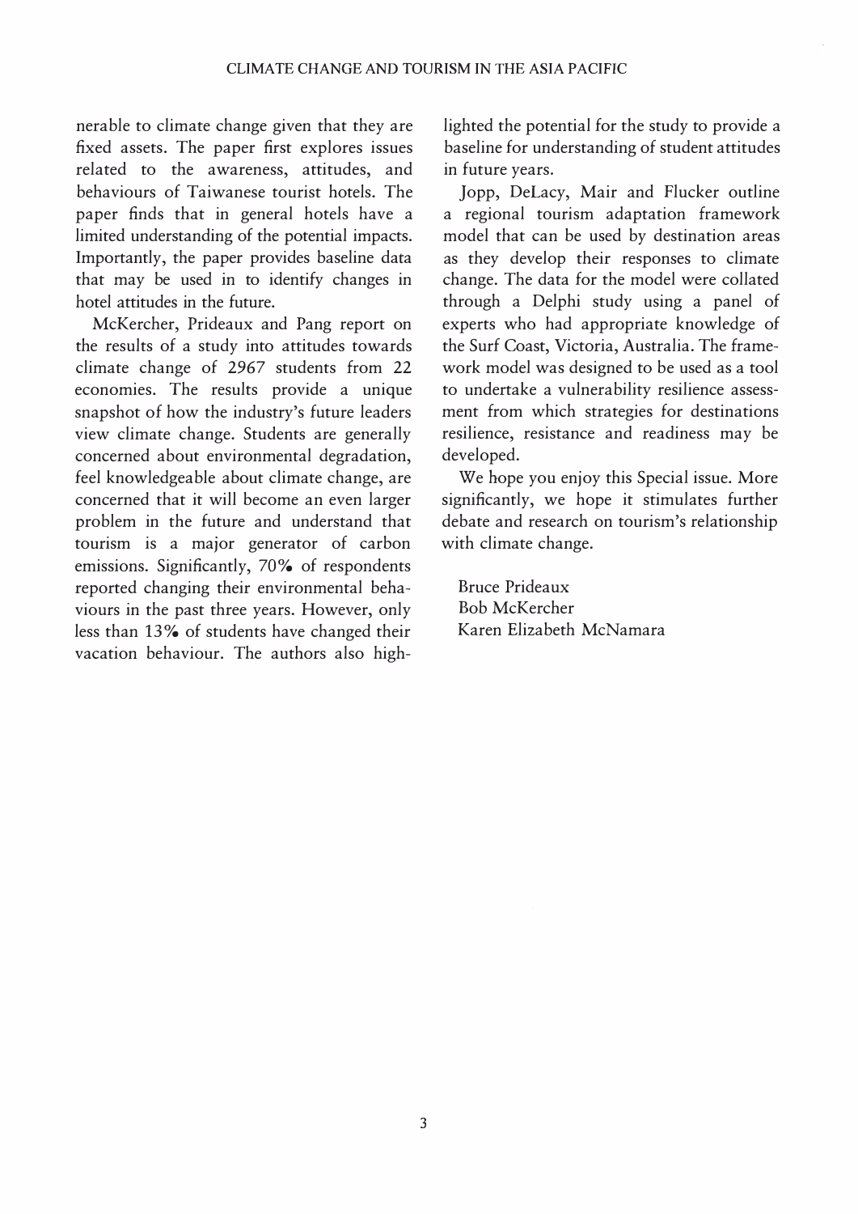nerable to climate change given that they are fixed assets. The paper first explores issues related to the awareness, attitudes, and behaviours of Taiwanese tourist hotels. The paper finds that in general hotels have a limited understanding of the potential impacts. Importantly, the paper provides baseline data that may be used in to identify changes in hotel attitudes in the future.

McKercher, Prideaux and Pang report on the results of a study into attitudes towards climate change of 2967 students from 22 economies. The results provide a unique snapshot of how the industry's future leaders view climate change. Students are generally concerned about environmental degradation, feel knowledgeable about climate change, are concerned that it will become an even larger problem in the future and understand that tourism is a major generator of carbon emissions. Significantly, 70% of respondents reported changing their environmental behaviours in the past three years. However, only less than 13% of students have changed their vacation behaviour. The authors also highlighted the potential for the study to provide a baseline for understanding of student attitudes in future years.

Jopp, DeLacy, Mair and Flucker outline a regional tourism adaptation framework model that can be used by destination areas as they develop their responses to climate change. The data for the model were collated through a Delphi study using a panel of experts who had appropriate knowledge of the Surf Coast, Victoria, Australia. The framework model was designed to be used as a tool to undertake a vulnerability resilience assessment from which strategies for destinations resilience, resistance and readiness may be developed.

We hope you enjoy this Special issue. More significantly, we hope it stimulates further debate and research on tourism's relationship with climate change.

Bruce Prideaux
Bob McKercher
Karen Elizabeth McNamara